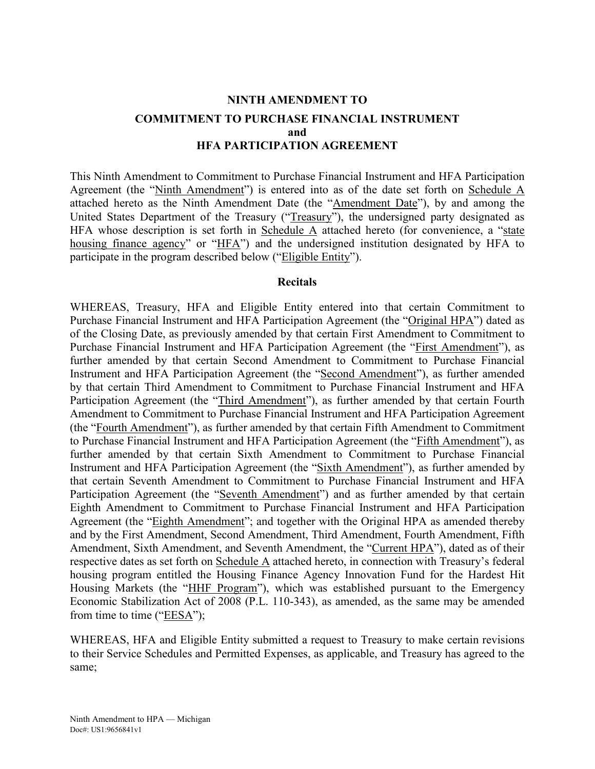# NINTH AMENDMENT TO COMMITMENT TO PURCHASE FINANCIAL INSTRUMENT and HFA PARTICIPATION AGREEMENT

This Ninth Amendment to Commitment to Purchase Financial Instrument and HFA Participation Agreement (the "Ninth Amendment") is entered into as of the date set forth on Schedule A attached hereto as the Ninth Amendment Date (the "Amendment Date"), by and among the United States Department of the Treasury ("Treasury"), the undersigned party designated as HFA whose description is set forth in Schedule A attached hereto (for convenience, a "state housing finance agency" or "HFA") and the undersigned institution designated by HFA to participate in the program described below ("Eligible Entity").

## Recitals

WHEREAS, Treasury, HFA and Eligible Entity entered into that certain Commitment to Purchase Financial Instrument and HFA Participation Agreement (the "Original HPA") dated as of the Closing Date, as previously amended by that certain First Amendment to Commitment to Purchase Financial Instrument and HFA Participation Agreement (the "First Amendment"), as further amended by that certain Second Amendment to Commitment to Purchase Financial Instrument and HFA Participation Agreement (the "Second Amendment"), as further amended by that certain Third Amendment to Commitment to Purchase Financial Instrument and HFA Participation Agreement (the "Third Amendment"), as further amended by that certain Fourth Amendment to Commitment to Purchase Financial Instrument and HFA Participation Agreement (the "Fourth Amendment"), as further amended by that certain Fifth Amendment to Commitment to Purchase Financial Instrument and HFA Participation Agreement (the "Fifth Amendment"), as further amended by that certain Sixth Amendment to Commitment to Purchase Financial Instrument and HFA Participation Agreement (the "Sixth Amendment"), as further amended by that certain Seventh Amendment to Commitment to Purchase Financial Instrument and HFA Participation Agreement (the "Seventh Amendment") and as further amended by that certain Eighth Amendment to Commitment to Purchase Financial Instrument and HFA Participation Agreement (the "Eighth Amendment"; and together with the Original HPA as amended thereby and by the First Amendment, Second Amendment, Third Amendment, Fourth Amendment, Fifth Amendment, Sixth Amendment, and Seventh Amendment, the "Current HPA"), dated as of their respective dates as set forth on Schedule A attached hereto, in connection with Treasury's federal housing program entitled the Housing Finance Agency Innovation Fund for the Hardest Hit Housing Markets (the "HHF Program"), which was established pursuant to the Emergency Economic Stabilization Act of 2008 (P.L. 110-343), as amended, as the same may be amended from time to time ("EESA");

WHEREAS, HFA and Eligible Entity submitted a request to Treasury to make certain revisions to their Service Schedules and Permitted Expenses, as applicable, and Treasury has agreed to the same;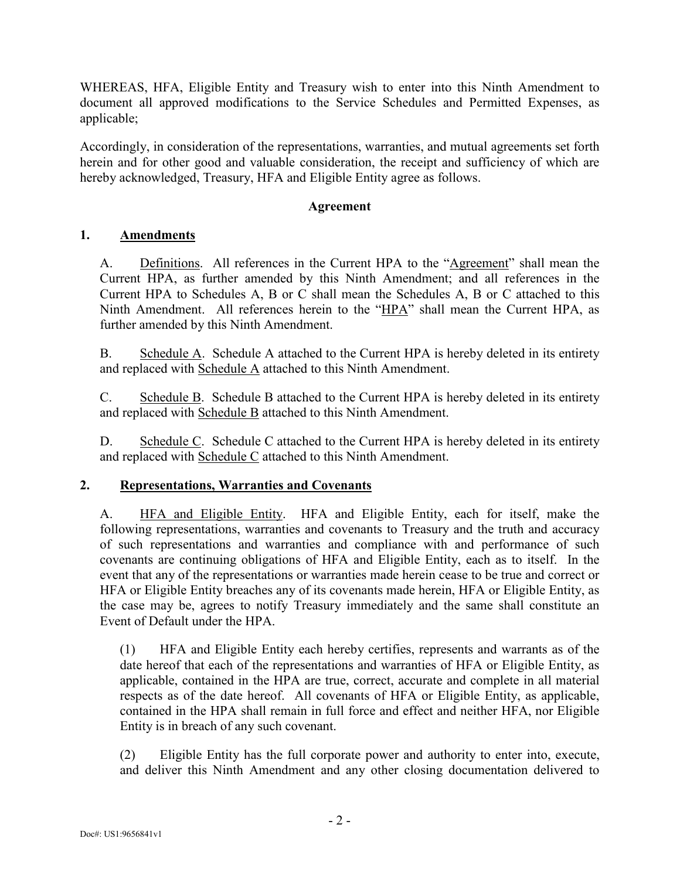WHEREAS, HFA, Eligible Entity and Treasury wish to enter into this Ninth Amendment to document all approved modifications to the Service Schedules and Permitted Expenses, as applicable;

Accordingly, in consideration of the representations, warranties, and mutual agreements set forth herein and for other good and valuable consideration, the receipt and sufficiency of which are hereby acknowledged, Treasury, HFA and Eligible Entity agree as follows.

**Agreement**

## 1. Amendments

A. Definitions. All references in the Current HPA to the "Agreement" shall mean the Current HPA, as further amended by this Ninth Amendment; and all references in the Current HPA to Schedules A, B or C shall mean the Schedules A, B or C attached to this Ninth Amendment. All references herein to the "HPA" shall mean the Current HPA, as further amended by this Ninth Amendment.

B. Schedule A. Schedule A attached to the Current HPA is hereby deleted in its entirety and replaced with Schedule A attached to this Ninth Amendment.

C. Schedule B. Schedule B attached to the Current HPA is hereby deleted in its entirety and replaced with Schedule B attached to this Ninth Amendment.

D. Schedule C. Schedule C attached to the Current HPA is hereby deleted in its entirety and replaced with Schedule C attached to this Ninth Amendment.

## 2. Representations, Warranties and Covenants

A. HFA and Eligible Entity. HFA and Eligible Entity, each for itself, make the following representations, warranties and covenants to Treasury and the truth and accuracy of such representations and warranties and compliance with and performance of such covenants are continuing obligations of HFA and Eligible Entity, each as to itself. In the event that any of the representations or warranties made herein cease to be true and correct or HFA or Eligible Entity breaches any of its covenants made herein, HFA or Eligible Entity, as the case may be, agrees to notify Treasury immediately and the same shall constitute an Event of Default under the HPA.

(1) HFA and Eligible Entity each hereby certifies, represents and warrants as of the date hereof that each of the representations and warranties of HFA or Eligible Entity, as applicable, contained in the HPA are true, correct, accurate and complete in all material respects as of the date hereof. All covenants of HFA or Eligible Entity, as applicable, contained in the HPA shall remain in full force and effect and neither HFA, nor Eligible Entity is in breach of any such covenant.

(2) Eligible Entity has the full corporate power and authority to enter into, execute, and deliver this Ninth Amendment and any other closing documentation delivered to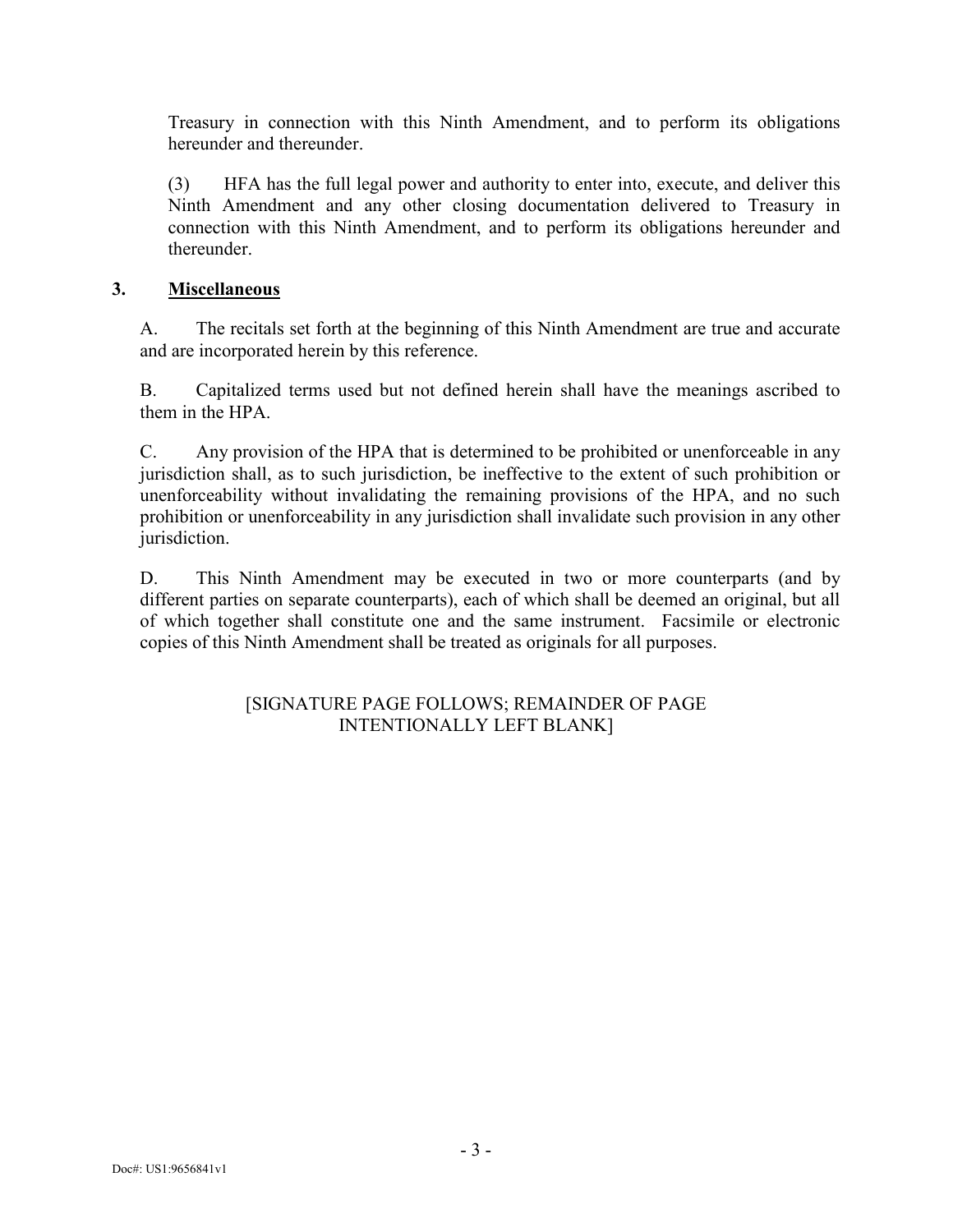Treasury in connection with this Ninth Amendment, and to perform its obligations hereunder and thereunder.

(3) HFA has the full legal power and authority to enter into, execute, and deliver this Ninth Amendment and any other closing documentation delivered to Treasury in connection with this Ninth Amendment, and to perform its obligations hereunder and thereunder.

## 3. **Miscellaneous**

A. The recitals set forth at the beginning of this Ninth Amendment are true and accurate and are incorporated herein by this reference.

B. Capitalized terms used but not defined herein shall have the meanings ascribed to them in the HPA.

C. Any provision of the HPA that is determined to be prohibited or unenforceable in any jurisdiction shall, as to such jurisdiction, be ineffective to the extent of such prohibition or unenforceability without invalidating the remaining provisions of the HPA, and no such prohibition or unenforceability in any jurisdiction shall invalidate such provision in any other jurisdiction.

D. This Ninth Amendment may be executed in two or more counterparts (and by different parties on separate counterparts), each of which shall be deemed an original, but all of which together shall constitute one and the same instrument. Facsimile or electronic copies of this Ninth Amendment shall be treated as originals for all purposes.

[SIGNATURE PAGE FOLLOWS; REMAINDER OF PAGE INTENTIONALLY LEFT BLANK]

Doc#: US1:9656841v1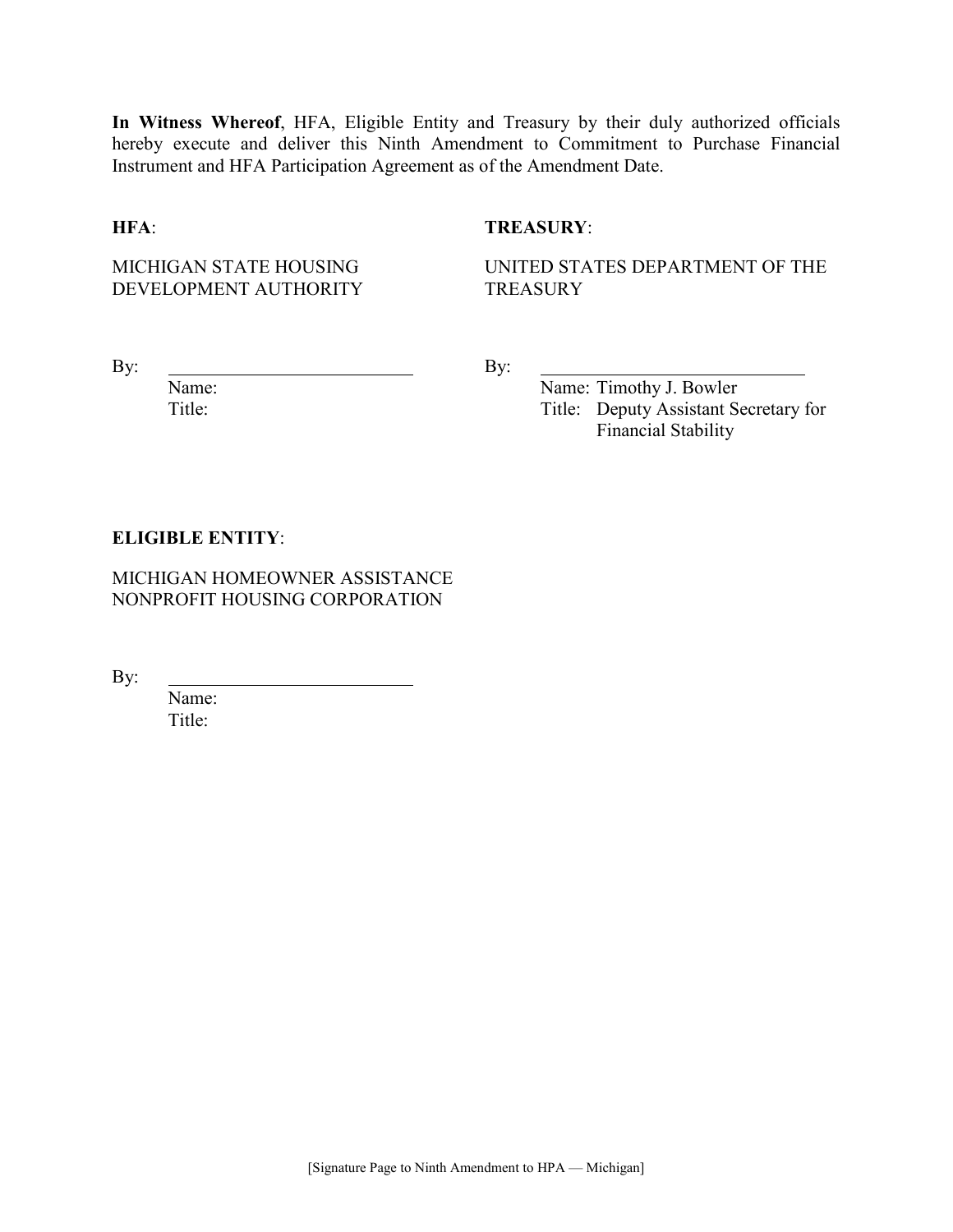**In Witness Whereof**, HFA, Eligible Entity and Treasury by their duly authorized officials hereby execute and deliver this Ninth Amendment to Commitment to Purchase Financial Instrument and HFA Participation Agreement as of the Amendment Date.

**HFA**:

MICHIGAN STATE HOUSING DEVELOPMENT AUTHORITY

By: \_\_\_\_\_\_\_\_\_\_\_\_\_\_\_\_\_\_\_\_\_\_\_\_\_\_\_\_
Name:
Title:

**TREASURY**:

UNITED STATES DEPARTMENT OF THE TREASURY

By: \_\_\_\_\_\_\_\_\_\_\_\_\_\_\_\_\_\_\_\_\_\_\_\_\_\_\_\_
Name: Timothy J. Bowler
Title: Deputy Assistant Secretary for Financial Stability

**ELIGIBLE ENTITY**:

MICHIGAN HOMEOWNER ASSISTANCE NONPROFIT HOUSING CORPORATION

By: \_\_\_\_\_\_\_\_\_\_\_\_\_\_\_\_\_\_\_\_\_\_\_\_\_\_\_\_
Name:
Title:

[Signature Page to Ninth Amendment to HPA — Michigan]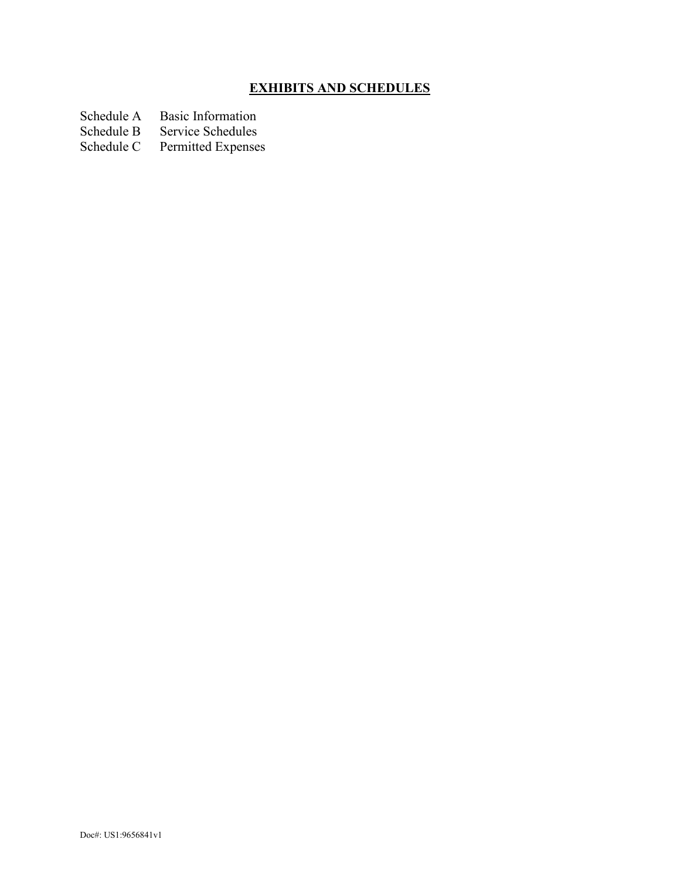## EXHIBITS AND SCHEDULES

Schedule A Basic Information
Schedule B Service Schedules
Schedule C Permitted Expenses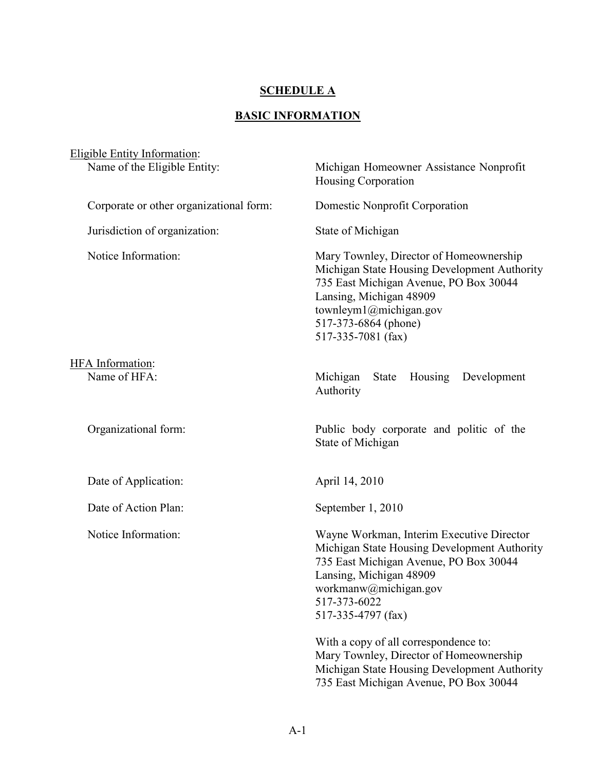## SCHEDULE A

## BASIC INFORMATION

Eligible Entity Information:

| | |
|---|---|
| Name of the Eligible Entity: | Michigan Homeowner Assistance Nonprofit Housing Corporation |
| Corporate or other organizational form: | Domestic Nonprofit Corporation |
| Jurisdiction of organization: | State of Michigan |
| Notice Information: | Mary Townley, Director of Homeownership<br>Michigan State Housing Development Authority<br>735 East Michigan Avenue, PO Box 30044<br>Lansing, Michigan 48909<br>townleym1@michigan.gov<br>517-373-6864 (phone)<br>517-335-7081 (fax) |

HFA Information:

| | |
|---|---|
| Name of HFA: | Michigan State Housing Development Authority |
| Organizational form: | Public body corporate and politic of the State of Michigan |
| Date of Application: | April 14, 2010 |
| Date of Action Plan: | September 1, 2010 |
| Notice Information: | Wayne Workman, Interim Executive Director<br>Michigan State Housing Development Authority<br>735 East Michigan Avenue, PO Box 30044<br>Lansing, Michigan 48909<br>workmanw@michigan.gov<br>517-373-6022<br>517-335-4797 (fax)<br><br>With a copy of all correspondence to:<br>Mary Townley, Director of Homeownership<br>Michigan State Housing Development Authority<br>735 East Michigan Avenue, PO Box 30044 |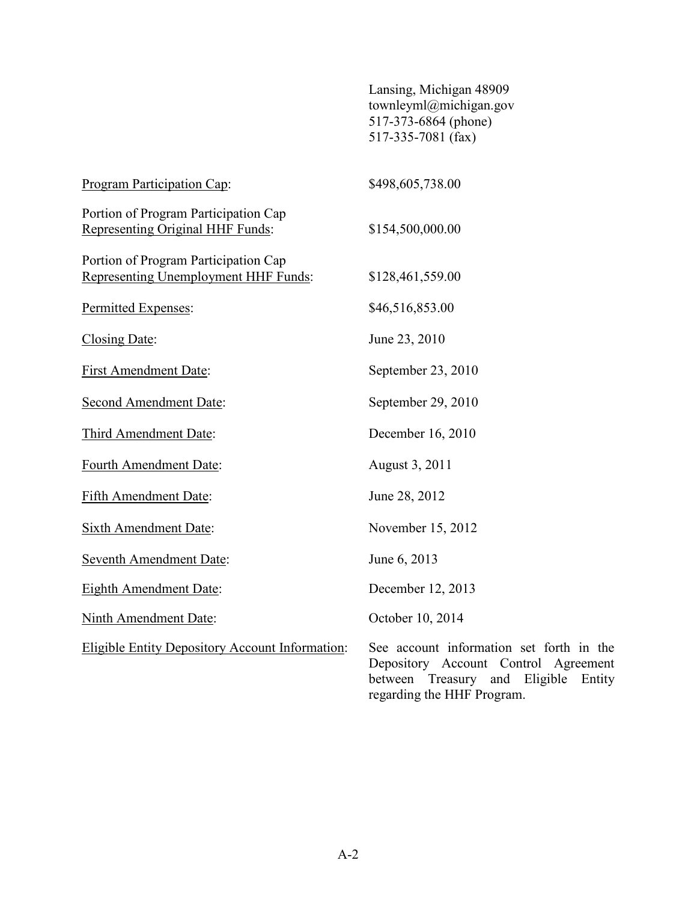Lansing, Michigan 48909
townleyml@michigan.gov
517-373-6864 (phone)
517-335-7081 (fax)

| | |
|---|---|
| Program Participation Cap: | $498,605,738.00 |
| Portion of Program Participation Cap Representing Original HHF Funds: | $154,500,000.00 |
| Portion of Program Participation Cap Representing Unemployment HHF Funds: | $128,461,559.00 |
| Permitted Expenses: | $46,516,853.00 |
| Closing Date: | June 23, 2010 |
| First Amendment Date: | September 23, 2010 |
| Second Amendment Date: | September 29, 2010 |
| Third Amendment Date: | December 16, 2010 |
| Fourth Amendment Date: | August 3, 2011 |
| Fifth Amendment Date: | June 28, 2012 |
| Sixth Amendment Date: | November 15, 2012 |
| Seventh Amendment Date: | June 6, 2013 |
| Eighth Amendment Date: | December 12, 2013 |
| Ninth Amendment Date: | October 10, 2014 |
| Eligible Entity Depository Account Information: | See account information set forth in the Depository Account Control Agreement between Treasury and Eligible Entity regarding the HHF Program. |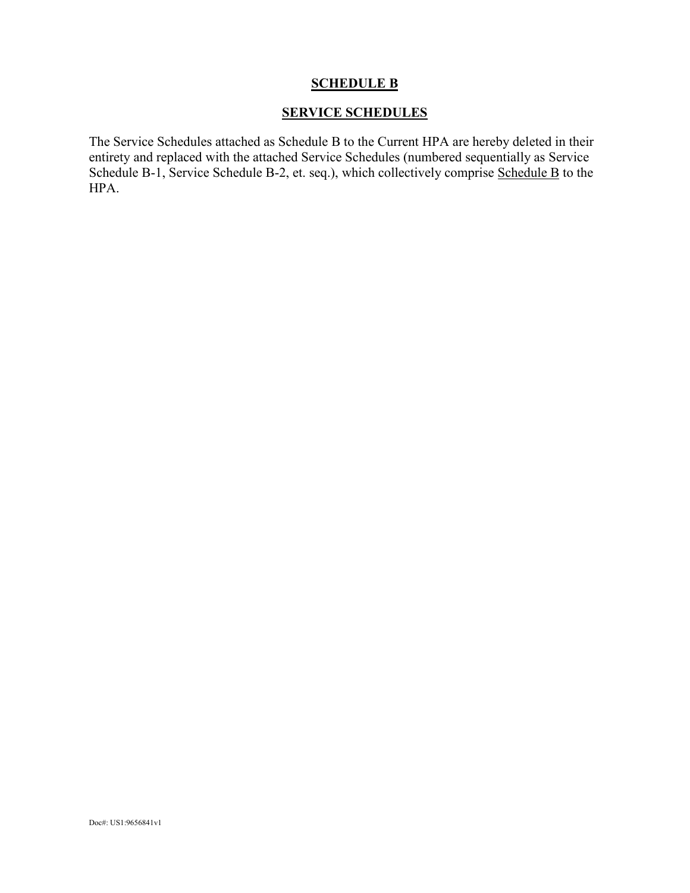# SCHEDULE B

## SERVICE SCHEDULES

The Service Schedules attached as Schedule B to the Current HPA are hereby deleted in their entirety and replaced with the attached Service Schedules (numbered sequentially as Service Schedule B-1, Service Schedule B-2, et. seq.), which collectively comprise Schedule B to the HPA.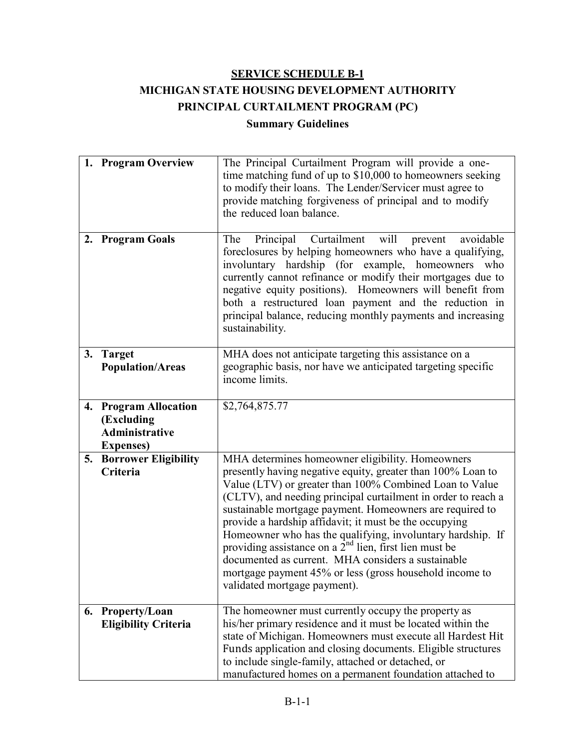**SERVICE SCHEDULE B-1**

**MICHIGAN STATE HOUSING DEVELOPMENT AUTHORITY**

**PRINCIPAL CURTAILMENT PROGRAM (PC)**

**Summary Guidelines**

| | |
|---|---|
| **1. Program Overview** | The Principal Curtailment Program will provide a one-time matching fund of up to $10,000 to homeowners seeking to modify their loans. The Lender/Servicer must agree to provide matching forgiveness of principal and to modify the reduced loan balance. |
| **2. Program Goals** | The Principal Curtailment will prevent avoidable foreclosures by helping homeowners who have a qualifying, involuntary hardship (for example, homeowners who currently cannot refinance or modify their mortgages due to negative equity positions). Homeowners will benefit from both a restructured loan payment and the reduction in principal balance, reducing monthly payments and increasing sustainability. |
| **3. Target Population/Areas** | MHA does not anticipate targeting this assistance on a geographic basis, nor have we anticipated targeting specific income limits. |
| **4. Program Allocation (Excluding Administrative Expenses)** | $2,764,875.77 |
| **5. Borrower Eligibility Criteria** | MHA determines homeowner eligibility. Homeowners presently having negative equity, greater than 100% Loan to Value (LTV) or greater than 100% Combined Loan to Value (CLTV), and needing principal curtailment in order to reach a sustainable mortgage payment. Homeowners are required to provide a hardship affidavit; it must be the occupying Homeowner who has the qualifying, involuntary hardship. If providing assistance on a 2nd lien, first lien must be documented as current. MHA considers a sustainable mortgage payment 45% or less (gross household income to validated mortgage payment). |
| **6. Property/Loan Eligibility Criteria** | The homeowner must currently occupy the property as his/her primary residence and it must be located within the state of Michigan. Homeowners must execute all Hardest Hit Funds application and closing documents. Eligible structures to include single-family, attached or detached, or manufactured homes on a permanent foundation attached to |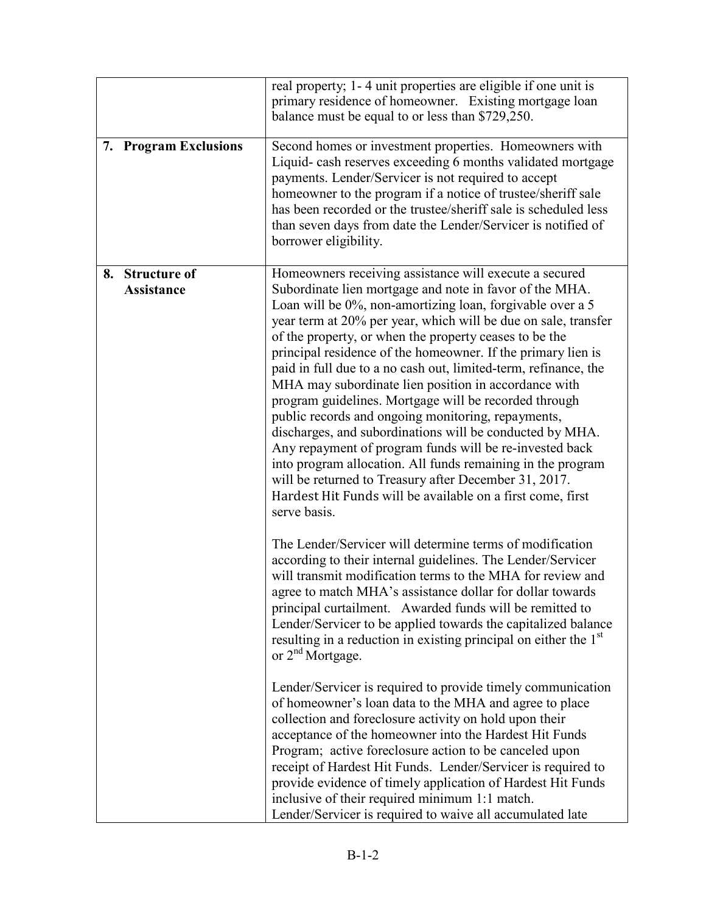|  |  |
| --- | --- |
|  | real property; 1- 4 unit properties are eligible if one unit is primary residence of homeowner. Existing mortgage loan balance must be equal to or less than $729,250. |
| **7. Program Exclusions** | Second homes or investment properties. Homeowners with Liquid- cash reserves exceeding 6 months validated mortgage payments. Lender/Servicer is not required to accept homeowner to the program if a notice of trustee/sheriff sale has been recorded or the trustee/sheriff sale is scheduled less than seven days from date the Lender/Servicer is notified of borrower eligibility. |
| **8. Structure of Assistance** | Homeowners receiving assistance will execute a secured Subordinate lien mortgage and note in favor of the MHA. Loan will be 0%, non-amortizing loan, forgivable over a 5 year term at 20% per year, which will be due on sale, transfer of the property, or when the property ceases to be the principal residence of the homeowner. If the primary lien is paid in full due to a no cash out, limited-term, refinance, the MHA may subordinate lien position in accordance with program guidelines. Mortgage will be recorded through public records and ongoing monitoring, repayments, discharges, and subordinations will be conducted by MHA. Any repayment of program funds will be re-invested back into program allocation. All funds remaining in the program will be returned to Treasury after December 31, 2017. Hardest Hit Funds will be available on a first come, first serve basis.<br><br>The Lender/Servicer will determine terms of modification according to their internal guidelines. The Lender/Servicer will transmit modification terms to the MHA for review and agree to match MHA's assistance dollar for dollar towards principal curtailment. Awarded funds will be remitted to Lender/Servicer to be applied towards the capitalized balance resulting in a reduction in existing principal on either the 1st or 2nd Mortgage.<br><br>Lender/Servicer is required to provide timely communication of homeowner's loan data to the MHA and agree to place collection and foreclosure activity on hold upon their acceptance of the homeowner into the Hardest Hit Funds Program; active foreclosure action to be canceled upon receipt of Hardest Hit Funds. Lender/Servicer is required to provide evidence of timely application of Hardest Hit Funds inclusive of their required minimum 1:1 match. Lender/Servicer is required to waive all accumulated late |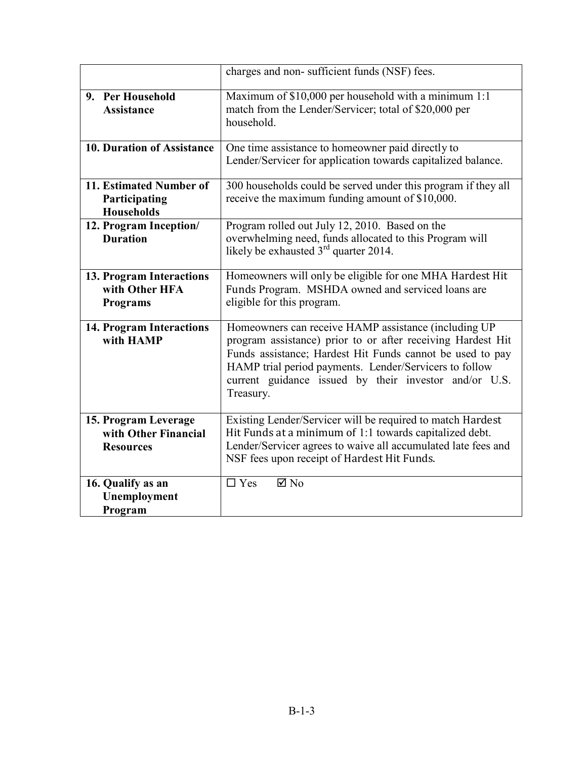| | |
|---|---|
| | charges and non- sufficient funds (NSF) fees. |
| **9. Per Household Assistance** | Maximum of \$10,000 per household with a minimum 1:1 match from the Lender/Servicer; total of \$20,000 per household. |
| **10. Duration of Assistance** | One time assistance to homeowner paid directly to Lender/Servicer for application towards capitalized balance. |
| **11. Estimated Number of Participating Households** | 300 households could be served under this program if they all receive the maximum funding amount of \$10,000. |
| **12. Program Inception/ Duration** | Program rolled out July 12, 2010. Based on the overwhelming need, funds allocated to this Program will likely be exhausted 3rd quarter 2014. |
| **13. Program Interactions with Other HFA Programs** | Homeowners will only be eligible for one MHA Hardest Hit Funds Program. MSHDA owned and serviced loans are eligible for this program. |
| **14. Program Interactions with HAMP** | Homeowners can receive HAMP assistance (including UP program assistance) prior to or after receiving Hardest Hit Funds assistance; Hardest Hit Funds cannot be used to pay HAMP trial period payments. Lender/Servicers to follow current guidance issued by their investor and/or U.S. Treasury. |
| **15. Program Leverage with Other Financial Resources** | Existing Lender/Servicer will be required to match Hardest Hit Funds at a minimum of 1:1 towards capitalized debt. Lender/Servicer agrees to waive all accumulated late fees and NSF fees upon receipt of Hardest Hit Funds. |
| **16. Qualify as an Unemployment Program** | ☐ Yes ☑ No |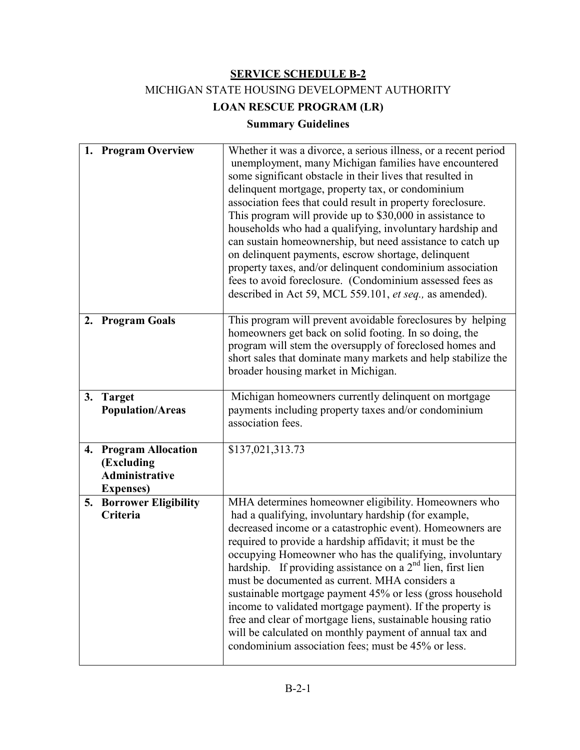**SERVICE SCHEDULE B-2**

MICHIGAN STATE HOUSING DEVELOPMENT AUTHORITY

**LOAN RESCUE PROGRAM (LR)**

**Summary Guidelines**

| | |
|---|---|
| **1. Program Overview** | Whether it was a divorce, a serious illness, or a recent period unemployment, many Michigan families have encountered some significant obstacle in their lives that resulted in delinquent mortgage, property tax, or condominium association fees that could result in property foreclosure. This program will provide up to $30,000 in assistance to households who had a qualifying, involuntary hardship and can sustain homeownership, but need assistance to catch up on delinquent payments, escrow shortage, delinquent property taxes, and/or delinquent condominium association fees to avoid foreclosure. (Condominium assessed fees as described in Act 59, MCL 559.101, *et seq.,* as amended). |
| **2. Program Goals** | This program will prevent avoidable foreclosures by helping homeowners get back on solid footing. In so doing, the program will stem the oversupply of foreclosed homes and short sales that dominate many markets and help stabilize the broader housing market in Michigan. |
| **3. Target Population/Areas** | Michigan homeowners currently delinquent on mortgage payments including property taxes and/or condominium association fees. |
| **4. Program Allocation (Excluding Administrative Expenses)** | $137,021,313.73 |
| **5. Borrower Eligibility Criteria** | MHA determines homeowner eligibility. Homeowners who had a qualifying, involuntary hardship (for example, decreased income or a catastrophic event). Homeowners are required to provide a hardship affidavit; it must be the occupying Homeowner who has the qualifying, involuntary hardship. If providing assistance on a 2nd lien, first lien must be documented as current. MHA considers a sustainable mortgage payment 45% or less (gross household income to validated mortgage payment). If the property is free and clear of mortgage liens, sustainable housing ratio will be calculated on monthly payment of annual tax and condominium association fees; must be 45% or less. |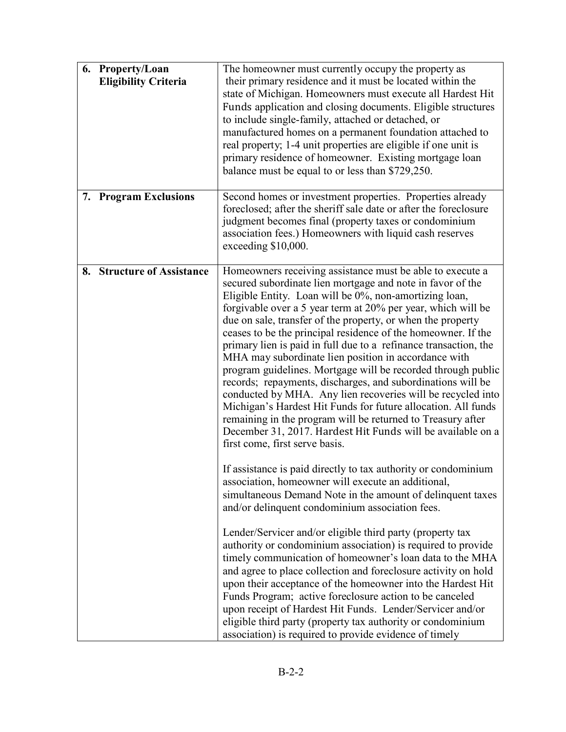| | |
|---|---|
| **6. Property/Loan Eligibility Criteria** | The homeowner must currently occupy the property as their primary residence and it must be located within the state of Michigan. Homeowners must execute all Hardest Hit Funds application and closing documents. Eligible structures to include single-family, attached or detached, or manufactured homes on a permanent foundation attached to real property; 1-4 unit properties are eligible if one unit is primary residence of homeowner. Existing mortgage loan balance must be equal to or less than $729,250. |
| **7. Program Exclusions** | Second homes or investment properties. Properties already foreclosed; after the sheriff sale date or after the foreclosure judgment becomes final (property taxes or condominium association fees.) Homeowners with liquid cash reserves exceeding $10,000. |
| **8. Structure of Assistance** | Homeowners receiving assistance must be able to execute a secured subordinate lien mortgage and note in favor of the Eligible Entity. Loan will be 0%, non-amortizing loan, forgivable over a 5 year term at 20% per year, which will be due on sale, transfer of the property, or when the property ceases to be the principal residence of the homeowner. If the primary lien is paid in full due to a refinance transaction, the MHA may subordinate lien position in accordance with program guidelines. Mortgage will be recorded through public records; repayments, discharges, and subordinations will be conducted by MHA. Any lien recoveries will be recycled into Michigan's Hardest Hit Funds for future allocation. All funds remaining in the program will be returned to Treasury after December 31, 2017. Hardest Hit Funds will be available on a first come, first serve basis.<br><br>If assistance is paid directly to tax authority or condominium association, homeowner will execute an additional, simultaneous Demand Note in the amount of delinquent taxes and/or delinquent condominium association fees.<br><br>Lender/Servicer and/or eligible third party (property tax authority or condominium association) is required to provide timely communication of homeowner's loan data to the MHA and agree to place collection and foreclosure activity on hold upon their acceptance of the homeowner into the Hardest Hit Funds Program; active foreclosure action to be canceled upon receipt of Hardest Hit Funds. Lender/Servicer and/or eligible third party (property tax authority or condominium association) is required to provide evidence of timely |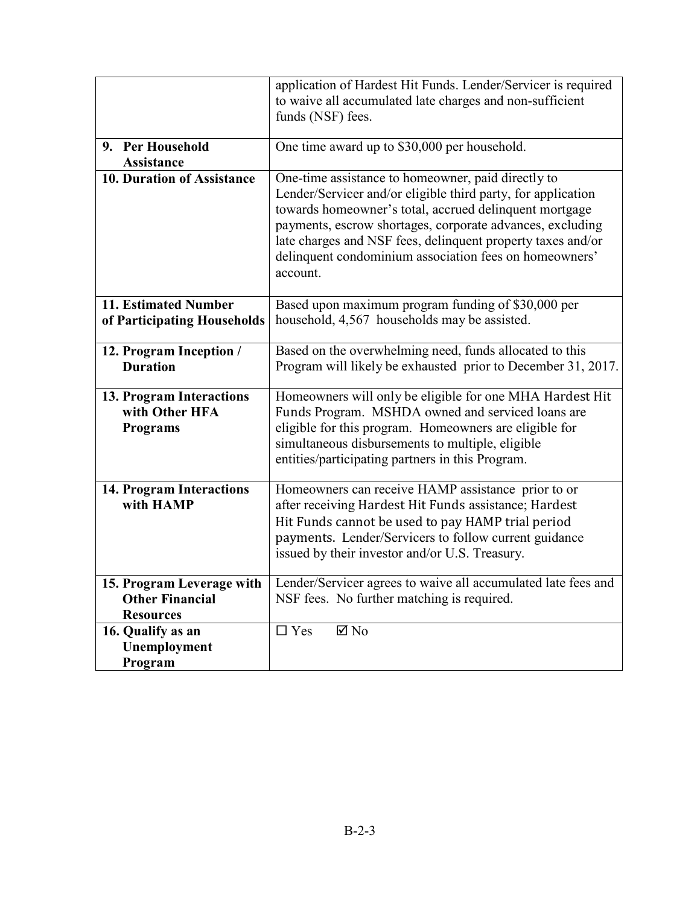| | |
|---|---|
| | application of Hardest Hit Funds. Lender/Servicer is required to waive all accumulated late charges and non-sufficient funds (NSF) fees. |
| **9. Per Household Assistance** | One time award up to $30,000 per household. |
| **10. Duration of Assistance** | One-time assistance to homeowner, paid directly to Lender/Servicer and/or eligible third party, for application towards homeowner's total, accrued delinquent mortgage payments, escrow shortages, corporate advances, excluding late charges and NSF fees, delinquent property taxes and/or delinquent condominium association fees on homeowners' account. |
| **11. Estimated Number of Participating Households** | Based upon maximum program funding of $30,000 per household, 4,567 households may be assisted. |
| **12. Program Inception / Duration** | Based on the overwhelming need, funds allocated to this Program will likely be exhausted prior to December 31, 2017. |
| **13. Program Interactions with Other HFA Programs** | Homeowners will only be eligible for one MHA Hardest Hit Funds Program. MSHDA owned and serviced loans are eligible for this program. Homeowners are eligible for simultaneous disbursements to multiple, eligible entities/participating partners in this Program. |
| **14. Program Interactions with HAMP** | Homeowners can receive HAMP assistance prior to or after receiving Hardest Hit Funds assistance; Hardest Hit Funds cannot be used to pay HAMP trial period payments. Lender/Servicers to follow current guidance issued by their investor and/or U.S. Treasury. |
| **15. Program Leverage with Other Financial Resources** | Lender/Servicer agrees to waive all accumulated late fees and NSF fees. No further matching is required. |
| **16. Qualify as an Unemployment Program** | ☐ Yes ☑ No |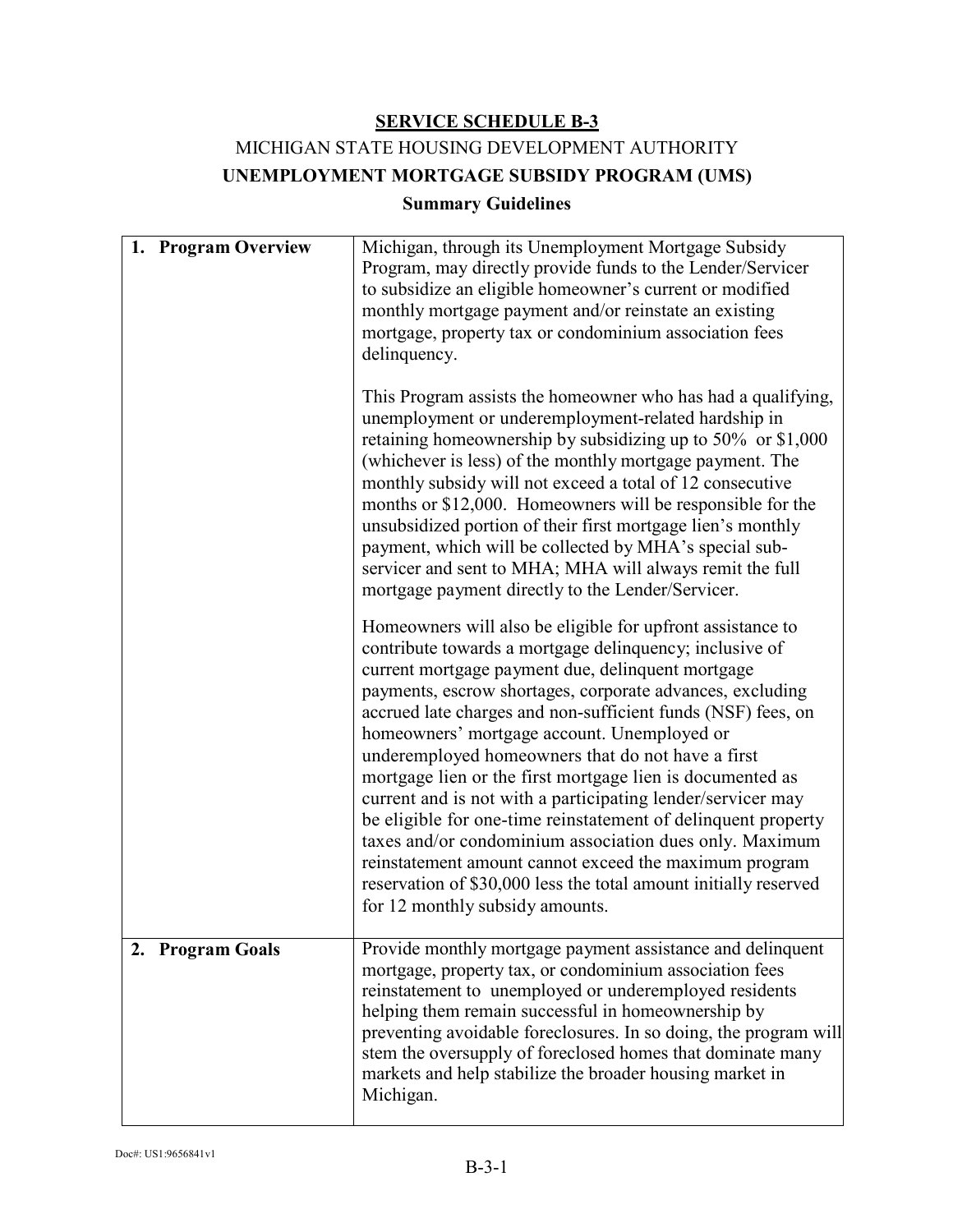**SERVICE SCHEDULE B-3**

MICHIGAN STATE HOUSING DEVELOPMENT AUTHORITY

**UNEMPLOYMENT MORTGAGE SUBSIDY PROGRAM (UMS)**

**Summary Guidelines**

| | |
|---|---|
| **1. Program Overview** | Michigan, through its Unemployment Mortgage Subsidy Program, may directly provide funds to the Lender/Servicer to subsidize an eligible homeowner's current or modified monthly mortgage payment and/or reinstate an existing mortgage, property tax or condominium association fees delinquency.<br><br>This Program assists the homeowner who has had a qualifying, unemployment or underemployment-related hardship in retaining homeownership by subsidizing up to 50% or $1,000 (whichever is less) of the monthly mortgage payment. The monthly subsidy will not exceed a total of 12 consecutive months or $12,000. Homeowners will be responsible for the unsubsidized portion of their first mortgage lien's monthly payment, which will be collected by MHA's special sub-servicer and sent to MHA; MHA will always remit the full mortgage payment directly to the Lender/Servicer.<br><br>Homeowners will also be eligible for upfront assistance to contribute towards a mortgage delinquency; inclusive of current mortgage payment due, delinquent mortgage payments, escrow shortages, corporate advances, excluding accrued late charges and non-sufficient funds (NSF) fees, on homeowners' mortgage account. Unemployed or underemployed homeowners that do not have a first mortgage lien or the first mortgage lien is documented as current and is not with a participating lender/servicer may be eligible for one-time reinstatement of delinquent property taxes and/or condominium association dues only. Maximum reinstatement amount cannot exceed the maximum program reservation of $30,000 less the total amount initially reserved for 12 monthly subsidy amounts. |
| **2. Program Goals** | Provide monthly mortgage payment assistance and delinquent mortgage, property tax, or condominium association fees reinstatement to unemployed or underemployed residents helping them remain successful in homeownership by preventing avoidable foreclosures. In so doing, the program will stem the oversupply of foreclosed homes that dominate many markets and help stabilize the broader housing market in Michigan. |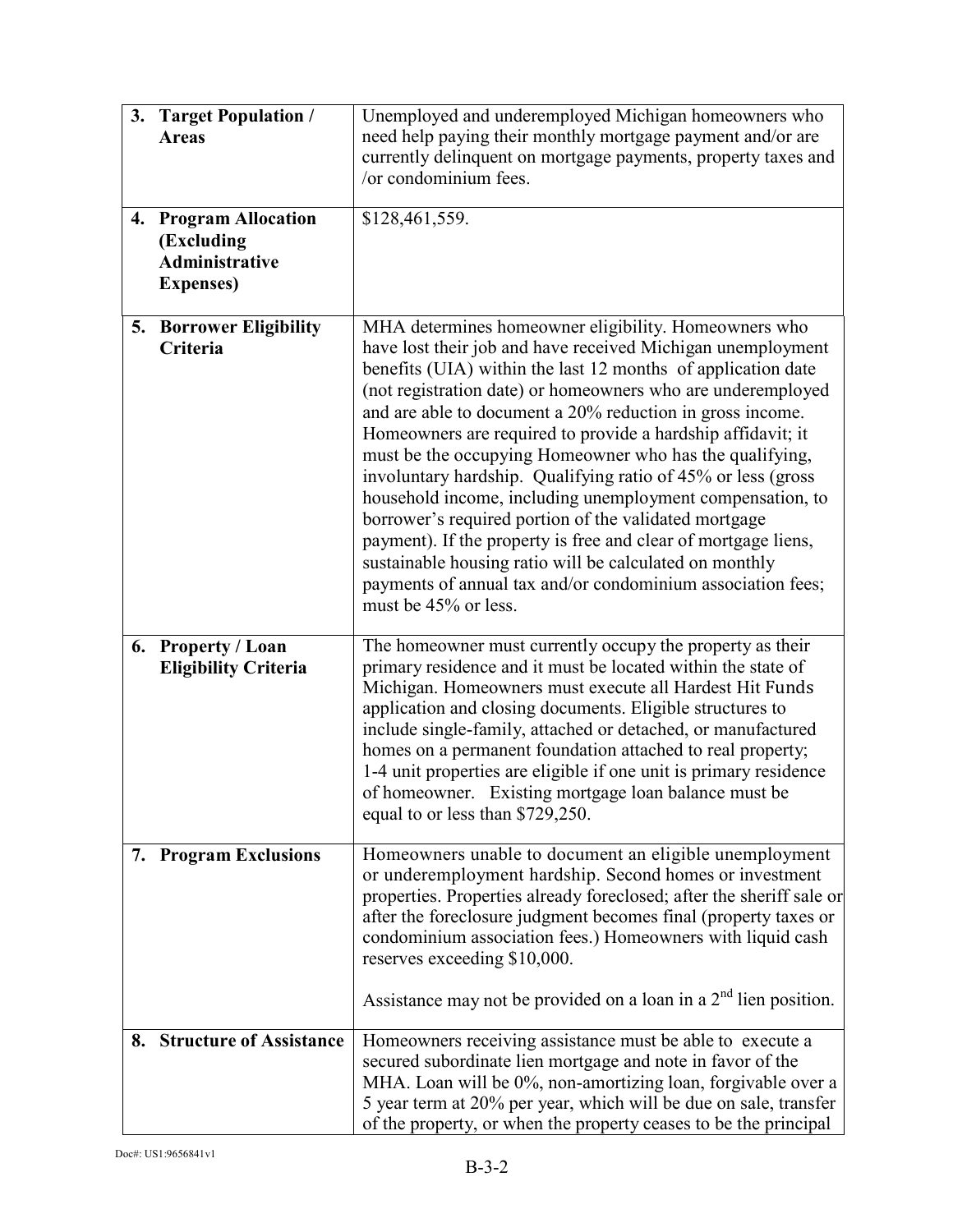| | |
|---|---|
| **3. Target Population / Areas** | Unemployed and underemployed Michigan homeowners who need help paying their monthly mortgage payment and/or are currently delinquent on mortgage payments, property taxes and /or condominium fees. |
| **4. Program Allocation (Excluding Administrative Expenses)** | \$128,461,559. |
| **5. Borrower Eligibility Criteria** | MHA determines homeowner eligibility. Homeowners who have lost their job and have received Michigan unemployment benefits (UIA) within the last 12 months of application date (not registration date) or homeowners who are underemployed and are able to document a 20% reduction in gross income. Homeowners are required to provide a hardship affidavit; it must be the occupying Homeowner who has the qualifying, involuntary hardship. Qualifying ratio of 45% or less (gross household income, including unemployment compensation, to borrower's required portion of the validated mortgage payment). If the property is free and clear of mortgage liens, sustainable housing ratio will be calculated on monthly payments of annual tax and/or condominium association fees; must be 45% or less. |
| **6. Property / Loan Eligibility Criteria** | The homeowner must currently occupy the property as their primary residence and it must be located within the state of Michigan. Homeowners must execute all Hardest Hit Funds application and closing documents. Eligible structures to include single-family, attached or detached, or manufactured homes on a permanent foundation attached to real property; 1-4 unit properties are eligible if one unit is primary residence of homeowner. Existing mortgage loan balance must be equal to or less than \$729,250. |
| **7. Program Exclusions** | Homeowners unable to document an eligible unemployment or underemployment hardship. Second homes or investment properties. Properties already foreclosed; after the sheriff sale or after the foreclosure judgment becomes final (property taxes or condominium association fees.) Homeowners with liquid cash reserves exceeding \$10,000.<br><br>Assistance may not be provided on a loan in a 2nd lien position. |
| **8. Structure of Assistance** | Homeowners receiving assistance must be able to execute a secured subordinate lien mortgage and note in favor of the MHA. Loan will be 0%, non-amortizing loan, forgivable over a 5 year term at 20% per year, which will be due on sale, transfer of the property, or when the property ceases to be the principal |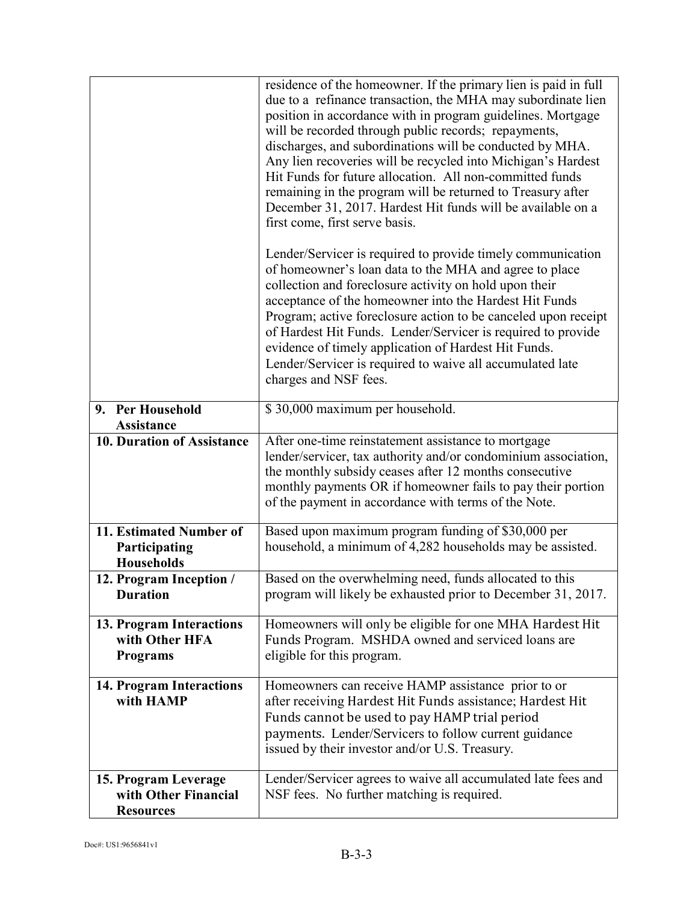| | |
|---|---|
| | residence of the homeowner. If the primary lien is paid in full due to a refinance transaction, the MHA may subordinate lien position in accordance with in program guidelines. Mortgage will be recorded through public records; repayments, discharges, and subordinations will be conducted by MHA. Any lien recoveries will be recycled into Michigan's Hardest Hit Funds for future allocation. All non-committed funds remaining in the program will be returned to Treasury after December 31, 2017. Hardest Hit funds will be available on a first come, first serve basis.<br><br>Lender/Servicer is required to provide timely communication of homeowner's loan data to the MHA and agree to place collection and foreclosure activity on hold upon their acceptance of the homeowner into the Hardest Hit Funds Program; active foreclosure action to be canceled upon receipt of Hardest Hit Funds. Lender/Servicer is required to provide evidence of timely application of Hardest Hit Funds. Lender/Servicer is required to waive all accumulated late charges and NSF fees. |
| **9. Per Household Assistance** | $ 30,000 maximum per household. |
| **10. Duration of Assistance** | After one-time reinstatement assistance to mortgage lender/servicer, tax authority and/or condominium association, the monthly subsidy ceases after 12 months consecutive monthly payments OR if homeowner fails to pay their portion of the payment in accordance with terms of the Note. |
| **11. Estimated Number of Participating Households** | Based upon maximum program funding of $30,000 per household, a minimum of 4,282 households may be assisted. |
| **12. Program Inception / Duration** | Based on the overwhelming need, funds allocated to this program will likely be exhausted prior to December 31, 2017. |
| **13. Program Interactions with Other HFA Programs** | Homeowners will only be eligible for one MHA Hardest Hit Funds Program. MSHDA owned and serviced loans are eligible for this program. |
| **14. Program Interactions with HAMP** | Homeowners can receive HAMP assistance prior to or after receiving Hardest Hit Funds assistance; Hardest Hit Funds cannot be used to pay HAMP trial period payments. Lender/Servicers to follow current guidance issued by their investor and/or U.S. Treasury. |
| **15. Program Leverage with Other Financial Resources** | Lender/Servicer agrees to waive all accumulated late fees and NSF fees. No further matching is required. |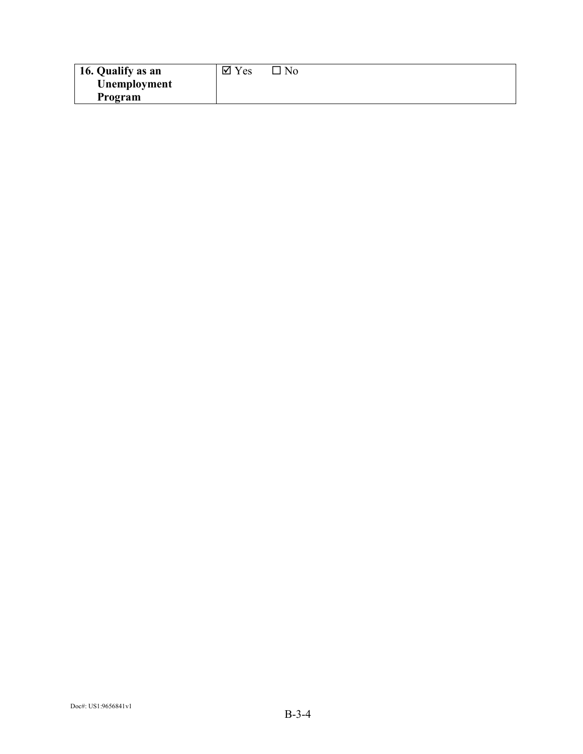| **16. Qualify as an Unemployment Program** | ☑ Yes ☐ No |
|---|---|

Doc#: US1:9656841v1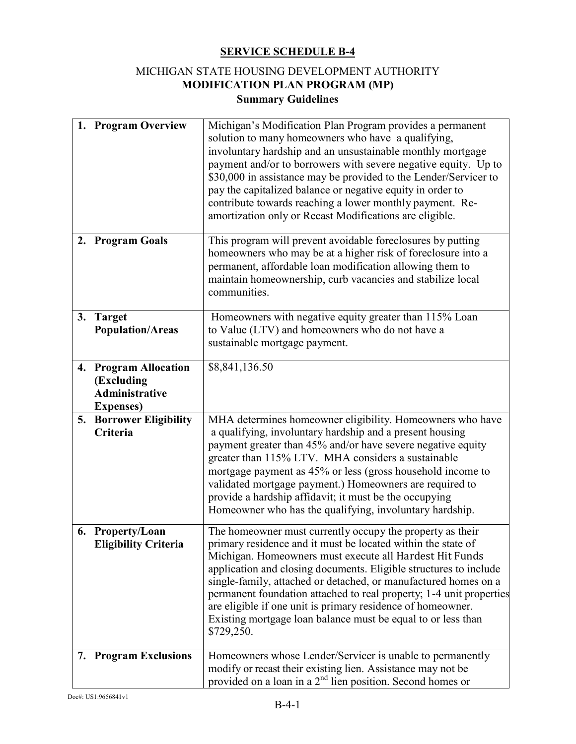**SERVICE SCHEDULE B-4**

MICHIGAN STATE HOUSING DEVELOPMENT AUTHORITY

**MODIFICATION PLAN PROGRAM (MP)**

**Summary Guidelines**

| | |
|---|---|
| **1. Program Overview** | Michigan's Modification Plan Program provides a permanent solution to many homeowners who have a qualifying, involuntary hardship and an unsustainable monthly mortgage payment and/or to borrowers with severe negative equity. Up to $30,000 in assistance may be provided to the Lender/Servicer to pay the capitalized balance or negative equity in order to contribute towards reaching a lower monthly payment. Re-amortization only or Recast Modifications are eligible. |
| **2. Program Goals** | This program will prevent avoidable foreclosures by putting homeowners who may be at a higher risk of foreclosure into a permanent, affordable loan modification allowing them to maintain homeownership, curb vacancies and stabilize local communities. |
| **3. Target Population/Areas** | Homeowners with negative equity greater than 115% Loan to Value (LTV) and homeowners who do not have a sustainable mortgage payment. |
| **4. Program Allocation (Excluding Administrative Expenses)** | $8,841,136.50 |
| **5. Borrower Eligibility Criteria** | MHA determines homeowner eligibility. Homeowners who have a qualifying, involuntary hardship and a present housing payment greater than 45% and/or have severe negative equity greater than 115% LTV. MHA considers a sustainable mortgage payment as 45% or less (gross household income to validated mortgage payment.) Homeowners are required to provide a hardship affidavit; it must be the occupying Homeowner who has the qualifying, involuntary hardship. |
| **6. Property/Loan Eligibility Criteria** | The homeowner must currently occupy the property as their primary residence and it must be located within the state of Michigan. Homeowners must execute all Hardest Hit Funds application and closing documents. Eligible structures to include single-family, attached or detached, or manufactured homes on a permanent foundation attached to real property; 1-4 unit properties are eligible if one unit is primary residence of homeowner. Existing mortgage loan balance must be equal to or less than $729,250. |
| **7. Program Exclusions** | Homeowners whose Lender/Servicer is unable to permanently modify or recast their existing lien. Assistance may not be provided on a loan in a 2nd lien position. Second homes or |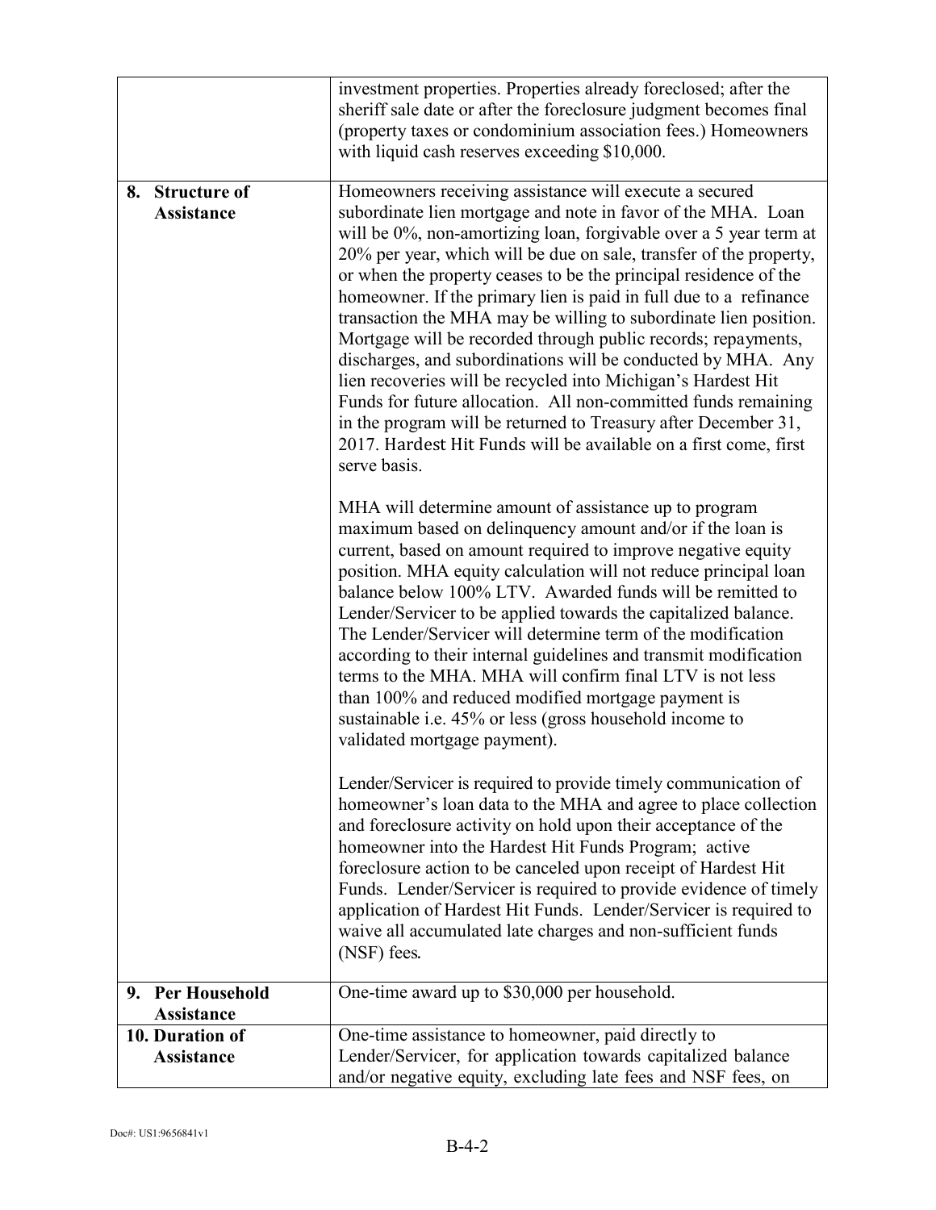| | |
|---|---|
| | investment properties. Properties already foreclosed; after the sheriff sale date or after the foreclosure judgment becomes final (property taxes or condominium association fees.) Homeowners with liquid cash reserves exceeding $10,000. |
| **8. Structure of Assistance** | Homeowners receiving assistance will execute a secured subordinate lien mortgage and note in favor of the MHA. Loan will be 0%, non-amortizing loan, forgivable over a 5 year term at 20% per year, which will be due on sale, transfer of the property, or when the property ceases to be the principal residence of the homeowner. If the primary lien is paid in full due to a refinance transaction the MHA may be willing to subordinate lien position. Mortgage will be recorded through public records; repayments, discharges, and subordinations will be conducted by MHA. Any lien recoveries will be recycled into Michigan's Hardest Hit Funds for future allocation. All non-committed funds remaining in the program will be returned to Treasury after December 31, 2017. Hardest Hit Funds will be available on a first come, first serve basis.<br><br>MHA will determine amount of assistance up to program maximum based on delinquency amount and/or if the loan is current, based on amount required to improve negative equity position. MHA equity calculation will not reduce principal loan balance below 100% LTV. Awarded funds will be remitted to Lender/Servicer to be applied towards the capitalized balance. The Lender/Servicer will determine term of the modification according to their internal guidelines and transmit modification terms to the MHA. MHA will confirm final LTV is not less than 100% and reduced modified mortgage payment is sustainable i.e. 45% or less (gross household income to validated mortgage payment).<br><br>Lender/Servicer is required to provide timely communication of homeowner's loan data to the MHA and agree to place collection and foreclosure activity on hold upon their acceptance of the homeowner into the Hardest Hit Funds Program; active foreclosure action to be canceled upon receipt of Hardest Hit Funds. Lender/Servicer is required to provide evidence of timely application of Hardest Hit Funds. Lender/Servicer is required to waive all accumulated late charges and non-sufficient funds (NSF) fees. |
| **9. Per Household Assistance** | One-time award up to $30,000 per household. |
| **10. Duration of Assistance** | One-time assistance to homeowner, paid directly to Lender/Servicer, for application towards capitalized balance and/or negative equity, excluding late fees and NSF fees, on |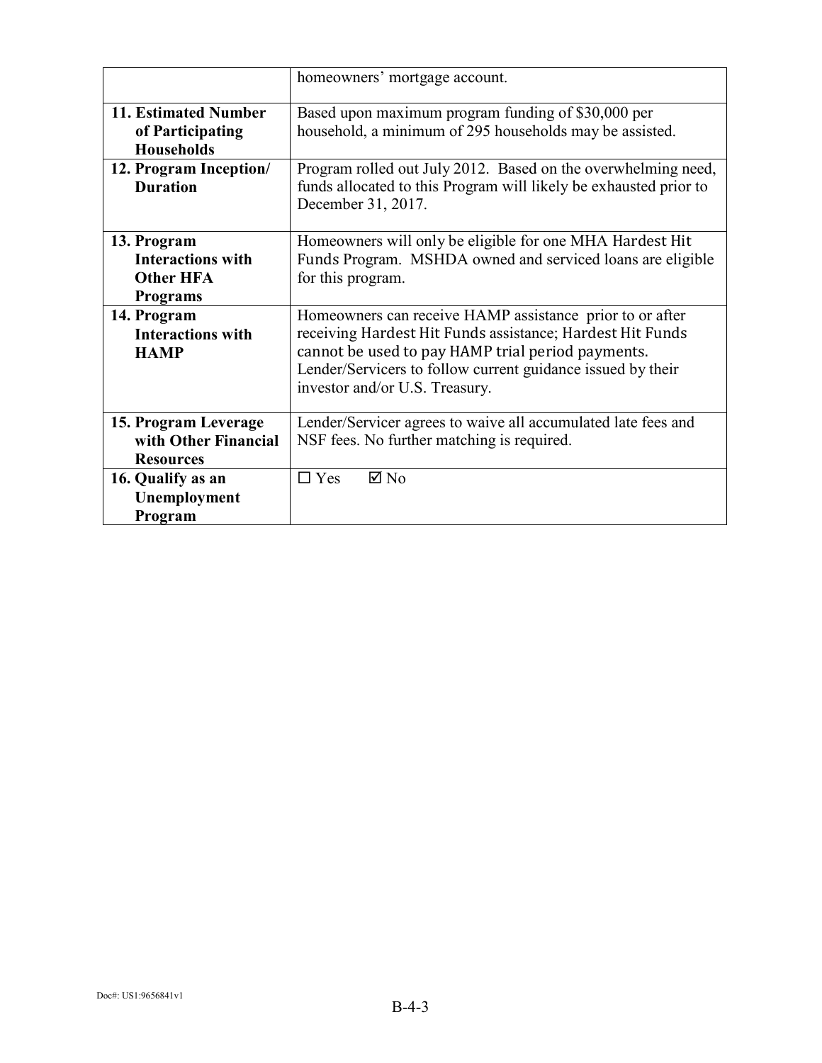| | |
|---|---|
| | homeowners' mortgage account. |
| **11. Estimated Number of Participating Households** | Based upon maximum program funding of $30,000 per household, a minimum of 295 households may be assisted. |
| **12. Program Inception/ Duration** | Program rolled out July 2012. Based on the overwhelming need, funds allocated to this Program will likely be exhausted prior to December 31, 2017. |
| **13. Program Interactions with Other HFA Programs** | Homeowners will only be eligible for one MHA Hardest Hit Funds Program. MSHDA owned and serviced loans are eligible for this program. |
| **14. Program Interactions with HAMP** | Homeowners can receive HAMP assistance prior to or after receiving Hardest Hit Funds assistance; Hardest Hit Funds cannot be used to pay HAMP trial period payments. Lender/Servicers to follow current guidance issued by their investor and/or U.S. Treasury. |
| **15. Program Leverage with Other Financial Resources** | Lender/Servicer agrees to waive all accumulated late fees and NSF fees. No further matching is required. |
| **16. Qualify as an Unemployment Program** | ☐ Yes ☑ No |

Doc#: US1:9656841v1

B-4-3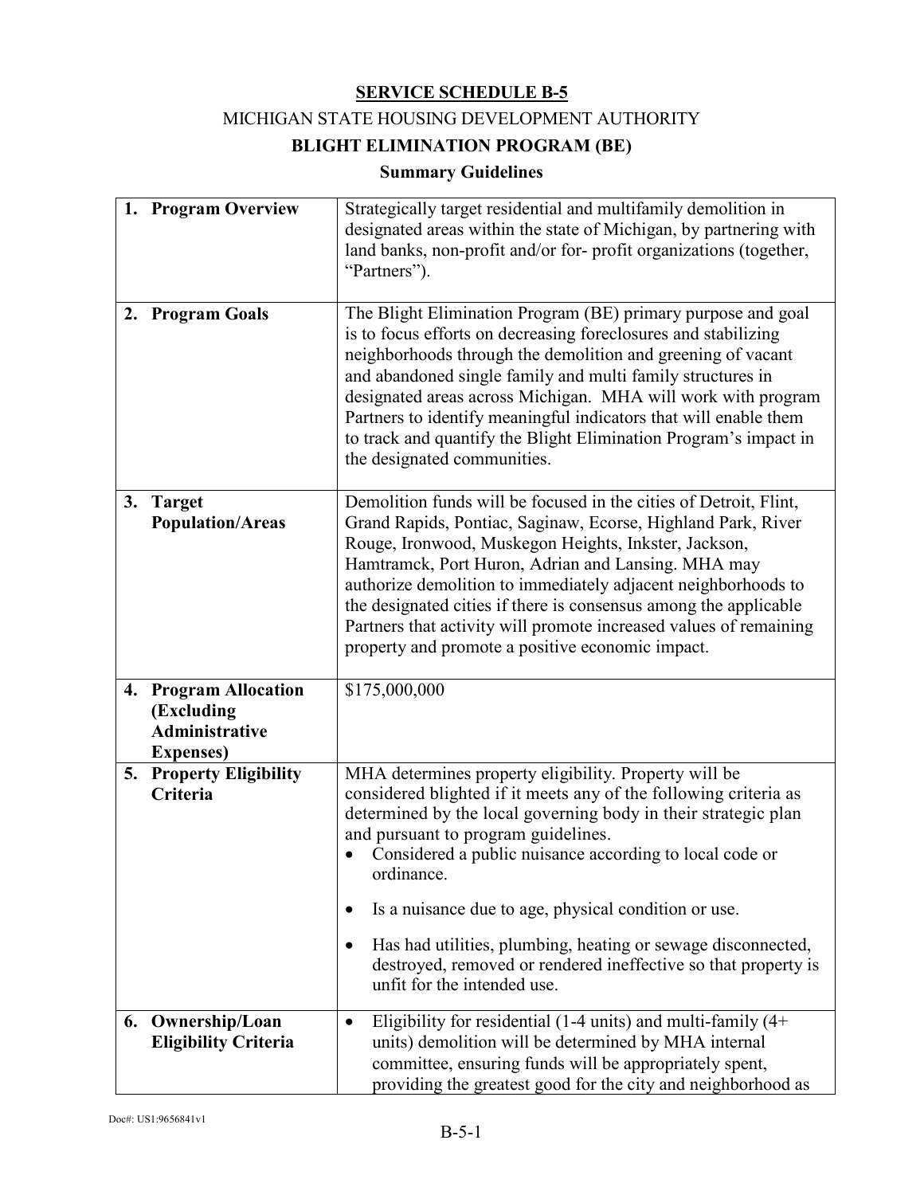**SERVICE SCHEDULE B-5**

MICHIGAN STATE HOUSING DEVELOPMENT AUTHORITY

**BLIGHT ELIMINATION PROGRAM (BE)**

**Summary Guidelines**

| | |
|---|---|
| **1. Program Overview** | Strategically target residential and multifamily demolition in designated areas within the state of Michigan, by partnering with land banks, non-profit and/or for- profit organizations (together, "Partners"). |
| **2. Program Goals** | The Blight Elimination Program (BE) primary purpose and goal is to focus efforts on decreasing foreclosures and stabilizing neighborhoods through the demolition and greening of vacant and abandoned single family and multi family structures in designated areas across Michigan. MHA will work with program Partners to identify meaningful indicators that will enable them to track and quantify the Blight Elimination Program's impact in the designated communities. |
| **3. Target Population/Areas** | Demolition funds will be focused in the cities of Detroit, Flint, Grand Rapids, Pontiac, Saginaw, Ecorse, Highland Park, River Rouge, Ironwood, Muskegon Heights, Inkster, Jackson, Hamtramck, Port Huron, Adrian and Lansing. MHA may authorize demolition to immediately adjacent neighborhoods to the designated cities if there is consensus among the applicable Partners that activity will promote increased values of remaining property and promote a positive economic impact. |
| **4. Program Allocation (Excluding Administrative Expenses)** | $175,000,000 |
| **5. Property Eligibility Criteria** | MHA determines property eligibility. Property will be considered blighted if it meets any of the following criteria as determined by the local governing body in their strategic plan and pursuant to program guidelines.<br>• Considered a public nuisance according to local code or ordinance.<br>• Is a nuisance due to age, physical condition or use.<br>• Has had utilities, plumbing, heating or sewage disconnected, destroyed, removed or rendered ineffective so that property is unfit for the intended use. |
| **6. Ownership/Loan Eligibility Criteria** | • Eligibility for residential (1-4 units) and multi-family (4+ units) demolition will be determined by MHA internal committee, ensuring funds will be appropriately spent, providing the greatest good for the city and neighborhood as |

Doc#: US1:9656841v1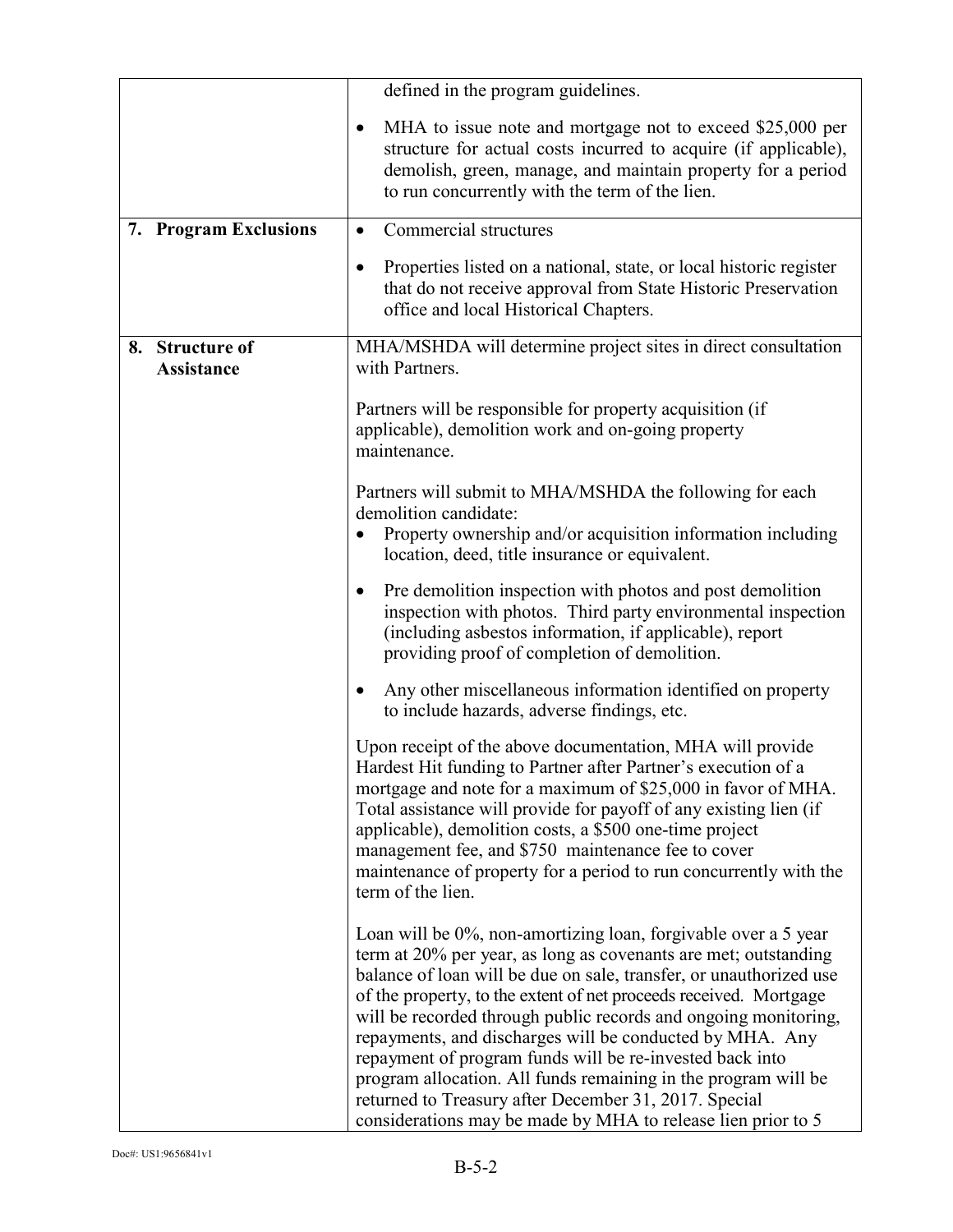| | |
|---|---|
| | defined in the program guidelines.<br><br>• MHA to issue note and mortgage not to exceed $25,000 per structure for actual costs incurred to acquire (if applicable), demolish, green, manage, and maintain property for a period to run concurrently with the term of the lien. |
| **7. Program Exclusions** | • Commercial structures<br><br>• Properties listed on a national, state, or local historic register that do not receive approval from State Historic Preservation office and local Historical Chapters. |
| **8. Structure of Assistance** | MHA/MSHDA will determine project sites in direct consultation with Partners.<br><br>Partners will be responsible for property acquisition (if applicable), demolition work and on-going property maintenance.<br><br>Partners will submit to MHA/MSHDA the following for each demolition candidate:<br>• Property ownership and/or acquisition information including location, deed, title insurance or equivalent.<br><br>• Pre demolition inspection with photos and post demolition inspection with photos. Third party environmental inspection (including asbestos information, if applicable), report providing proof of completion of demolition.<br><br>• Any other miscellaneous information identified on property to include hazards, adverse findings, etc.<br><br>Upon receipt of the above documentation, MHA will provide Hardest Hit funding to Partner after Partner's execution of a mortgage and note for a maximum of $25,000 in favor of MHA. Total assistance will provide for payoff of any existing lien (if applicable), demolition costs, a $500 one-time project management fee, and $750 maintenance fee to cover maintenance of property for a period to run concurrently with the term of the lien.<br><br>Loan will be 0%, non-amortizing loan, forgivable over a 5 year term at 20% per year, as long as covenants are met; outstanding balance of loan will be due on sale, transfer, or unauthorized use of the property, to the extent of net proceeds received. Mortgage will be recorded through public records and ongoing monitoring, repayments, and discharges will be conducted by MHA. Any repayment of program funds will be re-invested back into program allocation. All funds remaining in the program will be returned to Treasury after December 31, 2017. Special considerations may be made by MHA to release lien prior to 5 |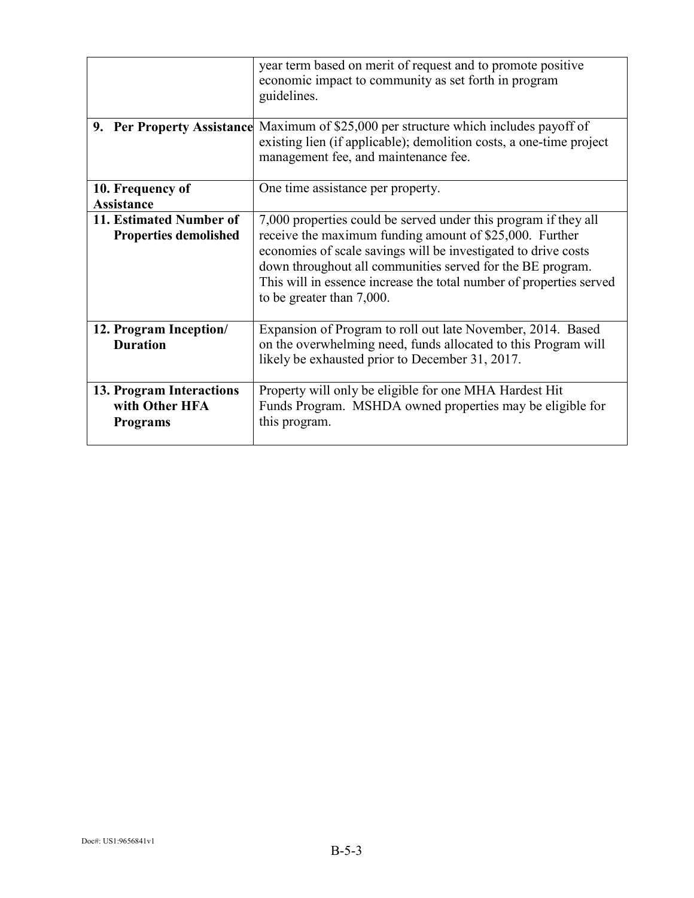| | |
|---|---|
| | year term based on merit of request and to promote positive economic impact to community as set forth in program guidelines. |
| **9. Per Property Assistance** | Maximum of $25,000 per structure which includes payoff of existing lien (if applicable); demolition costs, a one-time project management fee, and maintenance fee. |
| **10. Frequency of Assistance** | One time assistance per property. |
| **11. Estimated Number of Properties demolished** | 7,000 properties could be served under this program if they all receive the maximum funding amount of $25,000. Further economies of scale savings will be investigated to drive costs down throughout all communities served for the BE program. This will in essence increase the total number of properties served to be greater than 7,000. |
| **12. Program Inception/ Duration** | Expansion of Program to roll out late November, 2014. Based on the overwhelming need, funds allocated to this Program will likely be exhausted prior to December 31, 2017. |
| **13. Program Interactions with Other HFA Programs** | Property will only be eligible for one MHA Hardest Hit Funds Program. MSHDA owned properties may be eligible for this program. |

Doc#: US1:9656841v1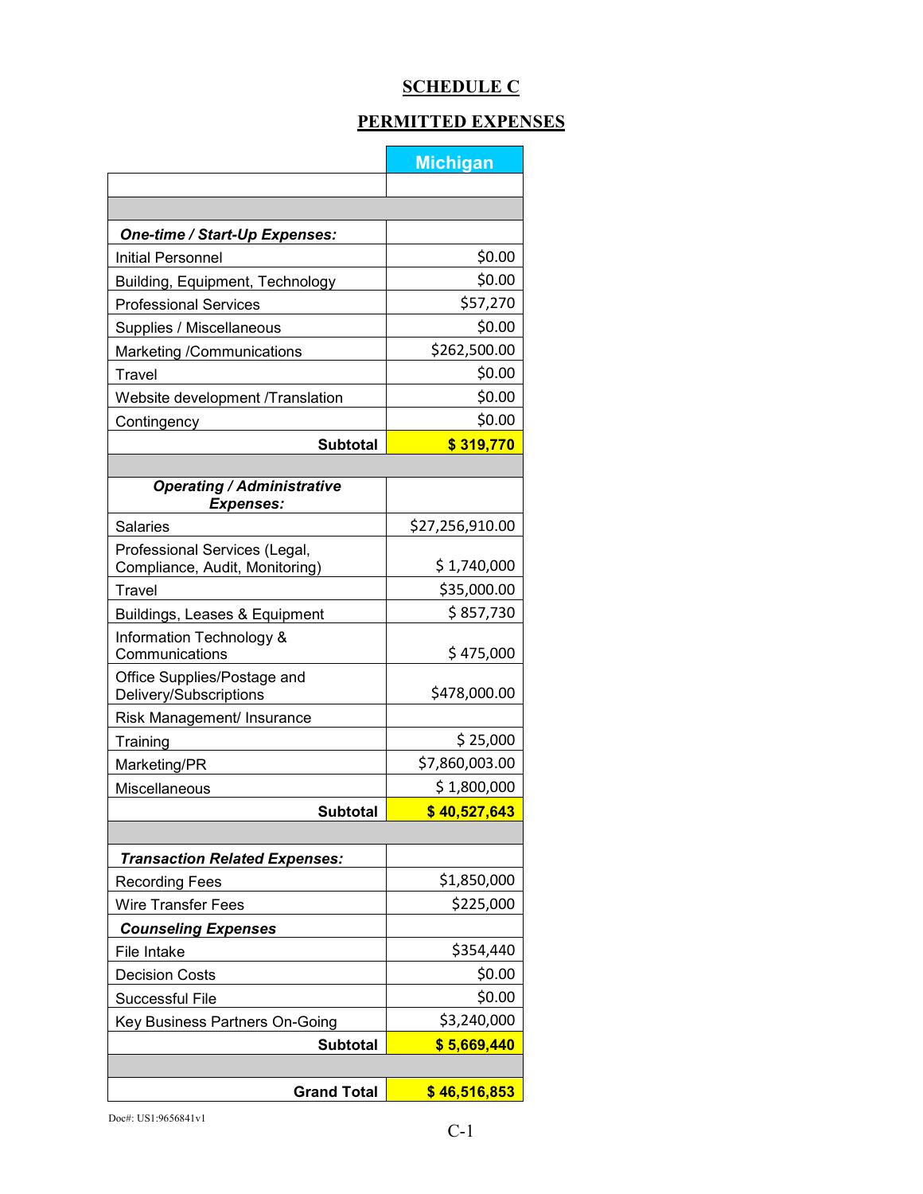# SCHEDULE C

## PERMITTED EXPENSES

| | Michigan |
|---|---|
| | |
| | |
| ***One-time / Start-Up Expenses:*** | |
| Initial Personnel | $0.00 |
| Building, Equipment, Technology | $0.00 |
| Professional Services | $57,270 |
| Supplies / Miscellaneous | $0.00 |
| Marketing /Communications | $262,500.00 |
| Travel | $0.00 |
| Website development /Translation | $0.00 |
| Contingency | $0.00 |
| **Subtotal** | **$ 319,770** |
| | |
| ***Operating / Administrative Expenses:*** | |
| Salaries | $27,256,910.00 |
| Professional Services (Legal, Compliance, Audit, Monitoring) | $ 1,740,000 |
| Travel | $35,000.00 |
| Buildings, Leases & Equipment | $ 857,730 |
| Information Technology & Communications | $ 475,000 |
| Office Supplies/Postage and Delivery/Subscriptions | $478,000.00 |
| Risk Management/ Insurance | |
| Training | $ 25,000 |
| Marketing/PR | $7,860,003.00 |
| Miscellaneous | $ 1,800,000 |
| **Subtotal** | **$ 40,527,643** |
| | |
| ***Transaction Related Expenses:*** | |
| Recording Fees | $1,850,000 |
| Wire Transfer Fees | $225,000 |
| ***Counseling Expenses*** | |
| File Intake | $354,440 |
| Decision Costs | $0.00 |
| Successful File | $0.00 |
| Key Business Partners On-Going | $3,240,000 |
| **Subtotal** | **$ 5,669,440** |
| | |
| **Grand Total** | **$ 46,516,853** |

Doc#: US1:9656841v1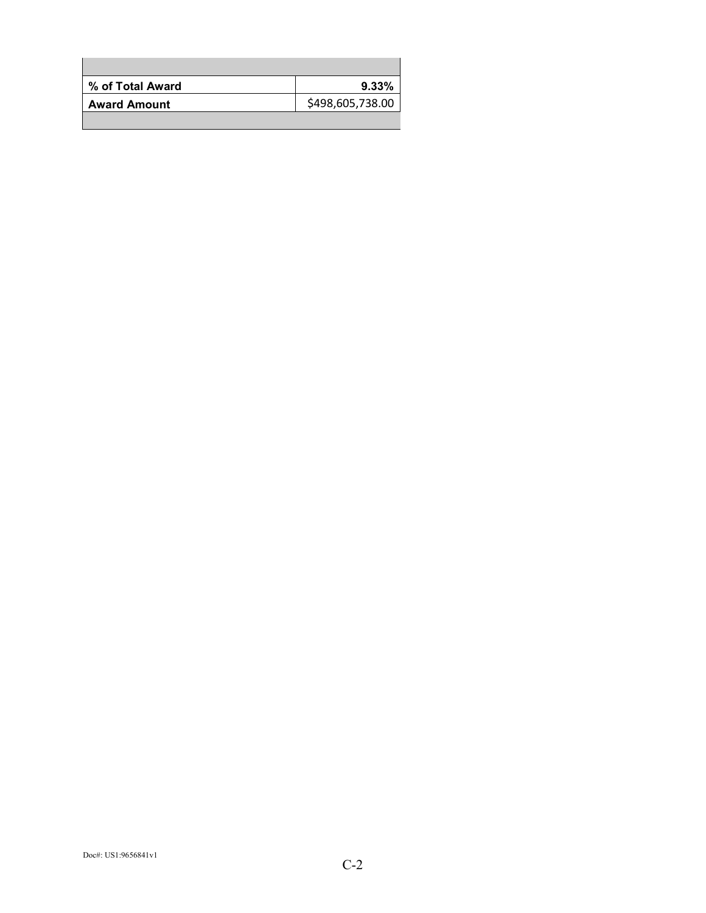| | |
|---|---|
| % of Total Award | **9.33%** |
| **Award Amount** | $498,605,738.00 |
| | |